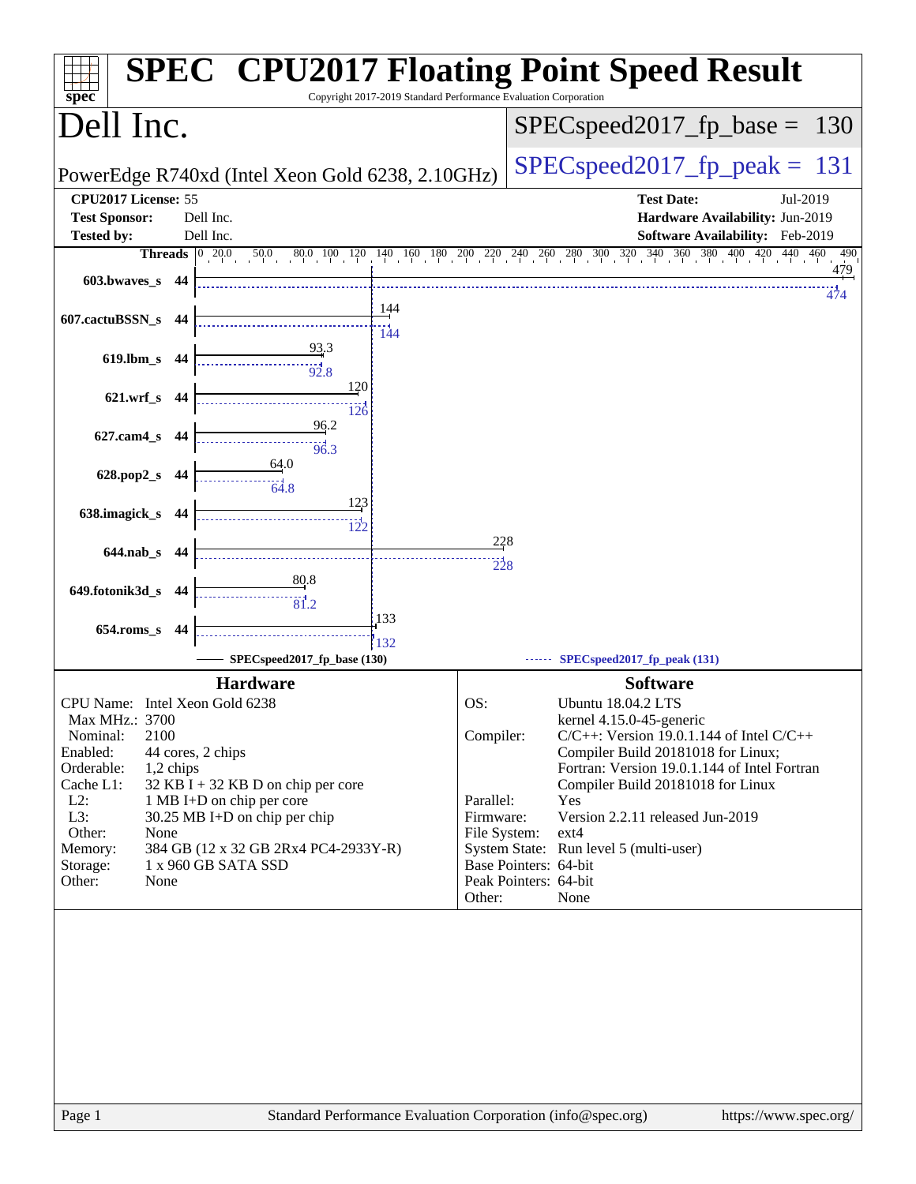# SPEC CPU2017 Floating Point Speed Result

Copyright 2017-2019 Standard Performance Evaluation Corporation

## Dell Inc.

PowerEdge R740xd (Intel Xeon Gold 6238, 2.10GHz)

SPECspeed2017_fp_base = 130

SPECspeed2017_fp_peak = 131

| | | | |
|---|---|---|---|
| **CPU2017 License:** | 55 | **Test Date:** | Jul-2019 |
| **Test Sponsor:** | Dell Inc. | **Hardware Availability:** | Jun-2019 |
| **Tested by:** | Dell Inc. | **Software Availability:** | Feb-2019 |

| Benchmark | Threads | Base | Peak |
|---|---|---|---|
| 603.bwaves_s | 44 | 479 | 474 |
| 607.cactuBSSN_s | 44 | 144 | 144 |
| 619.lbm_s | 44 | 93.3 | 92.8 |
| 621.wrf_s | 44 | 120 | 126 |
| 627.cam4_s | 44 | 96.2 | 96.3 |
| 628.pop2_s | 44 | 64.0 | 64.8 |
| 638.imagick_s | 44 | 123 | 122 |
| 644.nab_s | 44 | 228 | 228 |
| 649.fotonik3d_s | 44 | 80.8 | 81.2 |
| 654.roms_s | 44 | 133 | 132 |

SPECspeed2017_fp_base (130) — SPECspeed2017_fp_peak (131)

### Hardware

| | |
|---|---|
| CPU Name: | Intel Xeon Gold 6238 |
| Max MHz.: | 3700 |
| Nominal: | 2100 |
| Enabled: | 44 cores, 2 chips |
| Orderable: | 1,2 chips |
| Cache L1: | 32 KB I + 32 KB D on chip per core |
| L2: | 1 MB I+D on chip per core |
| L3: | 30.25 MB I+D on chip per chip |
| Other: | None |
| Memory: | 384 GB (12 x 32 GB 2Rx4 PC4-2933Y-R) |
| Storage: | 1 x 960 GB SATA SSD |
| Other: | None |

### Software

| | |
|---|---|
| OS: | Ubuntu 18.04.2 LTS<br>kernel 4.15.0-45-generic |
| Compiler: | C/C++: Version 19.0.1.144 of Intel C/C++ Compiler Build 20181018 for Linux;<br>Fortran: Version 19.0.1.144 of Intel Fortran Compiler Build 20181018 for Linux |
| Parallel: | Yes |
| Firmware: | Version 2.2.11 released Jun-2019 |
| File System: | ext4 |
| System State: | Run level 5 (multi-user) |
| Base Pointers: | 64-bit |
| Peak Pointers: | 64-bit |
| Other: | None |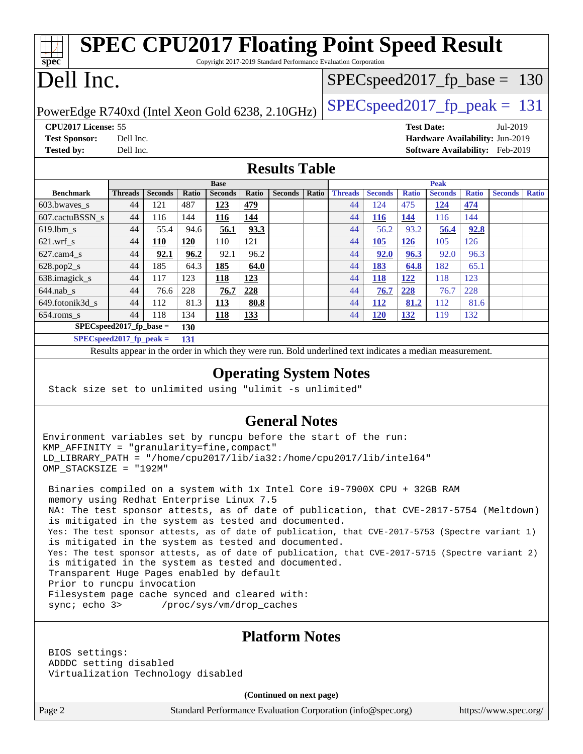# SPEC CPU2017 Floating Point Speed Result

Copyright 2017-2019 Standard Performance Evaluation Corporation

# Dell Inc.

PowerEdge R740xd (Intel Xeon Gold 6238, 2.10GHz)

SPECspeed2017_fp_base = 130

SPECspeed2017_fp_peak = 131

**CPU2017 License:** 55
**Test Sponsor:** Dell Inc.
**Tested by:** Dell Inc.

**Test Date:** Jul-2019
**Hardware Availability:** Jun-2019
**Software Availability:** Feb-2019

## Results Table

| | Base | | | | | | | | Peak | | | | | | | |
|---|---|---|---|---|---|---|---|---|---|---|---|---|---|---|---|---|
| **Benchmark** | **Threads** | **Seconds** | **Ratio** | **Seconds** | **Ratio** | **Seconds** | **Ratio** | **Threads** | **Seconds** | **Ratio** | **Seconds** | **Ratio** | **Seconds** | **Ratio** |
| 603.bwaves_s | 44 | 121 | 487 | **123** | **479** | | | 44 | 124 | 475 | **124** | **474** | | |
| 607.cactuBSSN_s | 44 | 116 | 144 | **116** | **144** | | | 44 | **116** | **144** | 116 | 144 | | |
| 619.lbm_s | 44 | 55.4 | 94.6 | **56.1** | **93.3** | | | 44 | 56.2 | 93.2 | **56.4** | **92.8** | | |
| 621.wrf_s | 44 | **110** | **120** | 110 | 121 | | | 44 | **105** | **126** | 105 | 126 | | |
| 627.cam4_s | 44 | **92.1** | **96.2** | 92.1 | 96.2 | | | 44 | **92.0** | **96.3** | 92.0 | 96.3 | | |
| 628.pop2_s | 44 | 185 | 64.3 | **185** | **64.0** | | | 44 | **183** | **64.8** | 182 | 65.1 | | |
| 638.imagick_s | 44 | 117 | 123 | **118** | **123** | | | 44 | **118** | **122** | 118 | 123 | | |
| 644.nab_s | 44 | 76.6 | 228 | **76.7** | **228** | | | 44 | **76.7** | **228** | 76.7 | 228 | | |
| 649.fotonik3d_s | 44 | 112 | 81.3 | **113** | **80.8** | | | 44 | **112** | **81.2** | 112 | 81.6 | | |
| 654.roms_s | 44 | 118 | 134 | **118** | **133** | | | 44 | **120** | **132** | 119 | 132 | | |

**SPECspeed2017_fp_base = 130**

**SPECspeed2017_fp_peak = 131**

Results appear in the order in which they were run. Bold underlined text indicates a median measurement.

## Operating System Notes

```
Stack size set to unlimited using "ulimit -s unlimited"
```

## General Notes

```
Environment variables set by runcpu before the start of the run:
KMP_AFFINITY = "granularity=fine,compact"
LD_LIBRARY_PATH = "/home/cpu2017/lib/ia32:/home/cpu2017/lib/intel64"
OMP_STACKSIZE = "192M"

 Binaries compiled on a system with 1x Intel Core i9-7900X CPU + 32GB RAM
 memory using Redhat Enterprise Linux 7.5
 NA: The test sponsor attests, as of date of publication, that CVE-2017-5754 (Meltdown)
 is mitigated in the system as tested and documented.
 Yes: The test sponsor attests, as of date of publication, that CVE-2017-5753 (Spectre variant 1)
 is mitigated in the system as tested and documented.
 Yes: The test sponsor attests, as of date of publication, that CVE-2017-5715 (Spectre variant 2)
 is mitigated in the system as tested and documented.
 Transparent Huge Pages enabled by default
 Prior to runcpu invocation
 Filesystem page cache synced and cleared with:
 sync; echo 3>       /proc/sys/vm/drop_caches
```

## Platform Notes

```
 BIOS settings:
 ADDDC setting disabled
 Virtualization Technology disabled
```

**(Continued on next page)**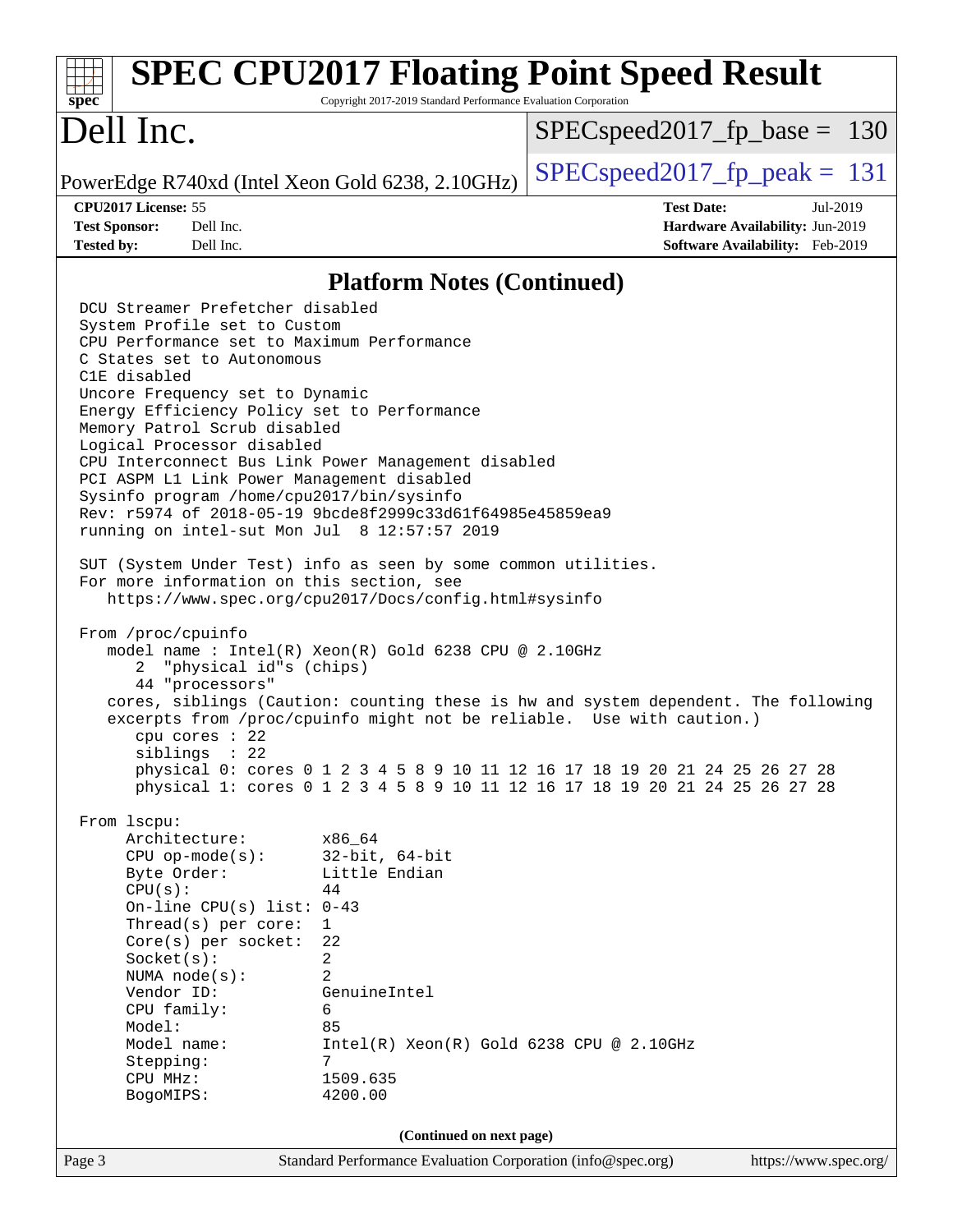## Platform Notes (Continued)

```
DCU Streamer Prefetcher disabled
System Profile set to Custom
CPU Performance set to Maximum Performance
C States set to Autonomous
C1E disabled
Uncore Frequency set to Dynamic
Energy Efficiency Policy set to Performance
Memory Patrol Scrub disabled
Logical Processor disabled
CPU Interconnect Bus Link Power Management disabled
PCI ASPM L1 Link Power Management disabled
Sysinfo program /home/cpu2017/bin/sysinfo
Rev: r5974 of 2018-05-19 9bcde8f2999c33d61f64985e45859ea9
running on intel-sut Mon Jul  8 12:57:57 2019

SUT (System Under Test) info as seen by some common utilities.
For more information on this section, see
   https://www.spec.org/cpu2017/Docs/config.html#sysinfo

From /proc/cpuinfo
   model name : Intel(R) Xeon(R) Gold 6238 CPU @ 2.10GHz
      2  "physical id"s (chips)
      44 "processors"
   cores, siblings (Caution: counting these is hw and system dependent. The following
   excerpts from /proc/cpuinfo might not be reliable.  Use with caution.)
      cpu cores : 22
      siblings  : 22
      physical 0: cores 0 1 2 3 4 5 8 9 10 11 12 16 17 18 19 20 21 24 25 26 27 28
      physical 1: cores 0 1 2 3 4 5 8 9 10 11 12 16 17 18 19 20 21 24 25 26 27 28

From lscpu:
     Architecture:          x86_64
     CPU op-mode(s):        32-bit, 64-bit
     Byte Order:            Little Endian
     CPU(s):                44
     On-line CPU(s) list: 0-43
     Thread(s) per core:    1
     Core(s) per socket:    22
     Socket(s):             2
     NUMA node(s):          2
     Vendor ID:             GenuineIntel
     CPU family:            6
     Model:                 85
     Model name:            Intel(R) Xeon(R) Gold 6238 CPU @ 2.10GHz
     Stepping:              7
     CPU MHz:               1509.635
     BogoMIPS:              4200.00
```

(Continued on next page)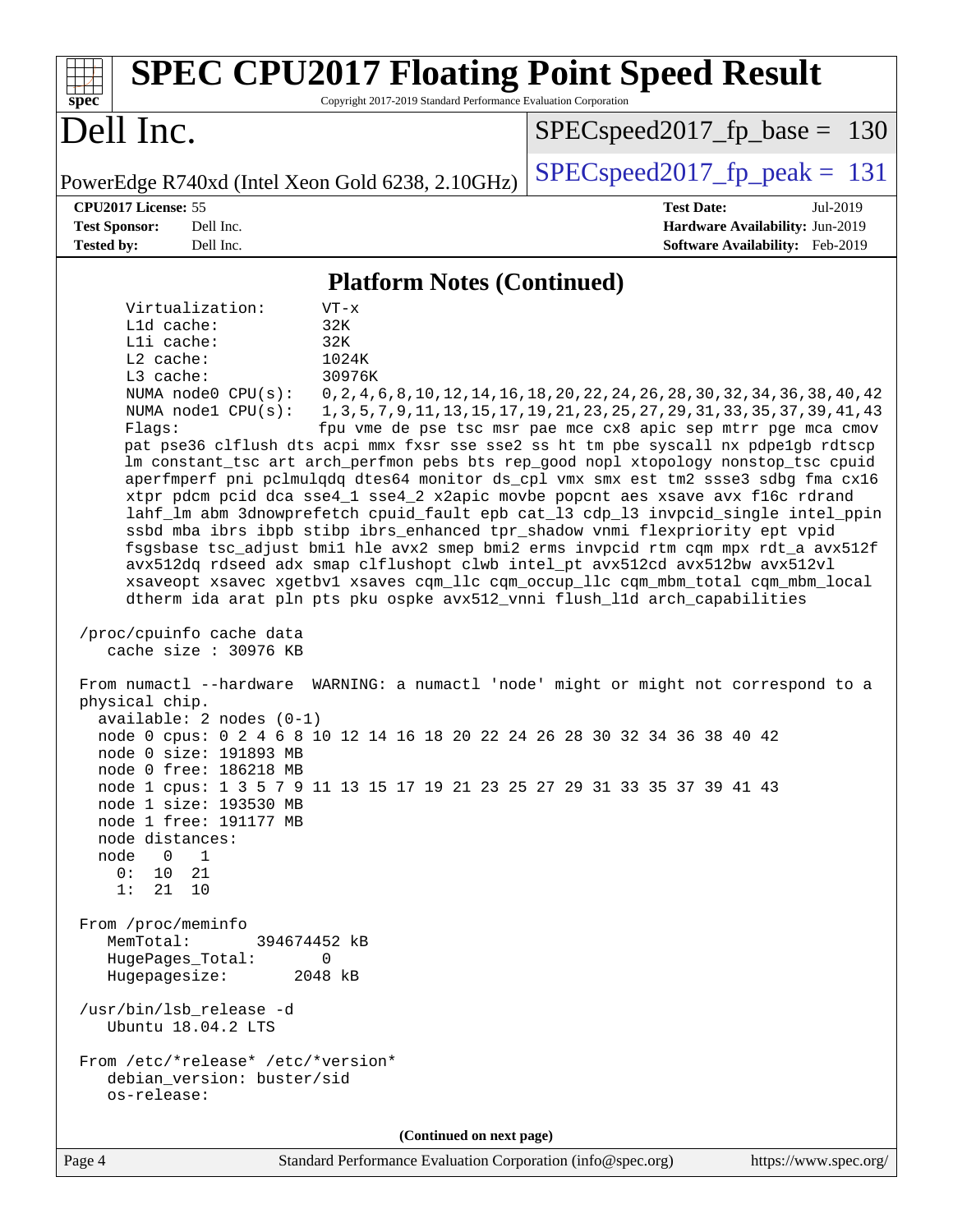## Platform Notes (Continued)

```
     Virtualization:      VT-x
     L1d cache:           32K
     L1i cache:           32K
     L2 cache:            1024K
     L3 cache:            30976K
     NUMA node0 CPU(s):   0,2,4,6,8,10,12,14,16,18,20,22,24,26,28,30,32,34,36,38,40,42
     NUMA node1 CPU(s):   1,3,5,7,9,11,13,15,17,19,21,23,25,27,29,31,33,35,37,39,41,43
     Flags:               fpu vme de pse tsc msr pae mce cx8 apic sep mtrr pge mca cmov
     pat pse36 clflush dts acpi mmx fxsr sse sse2 ss ht tm pbe syscall nx pdpe1gb rdtscp
     lm constant_tsc art arch_perfmon pebs bts rep_good nopl xtopology nonstop_tsc cpuid
     aperfmperf pni pclmulqdq dtes64 monitor ds_cpl vmx smx est tm2 ssse3 sdbg fma cx16
     xtpr pdcm pcid dca sse4_1 sse4_2 x2apic movbe popcnt aes xsave avx f16c rdrand
     lahf_lm abm 3dnowprefetch cpuid_fault epb cat_l3 cdp_l3 invpcid_single intel_ppin
     ssbd mba ibrs ibpb stibp ibrs_enhanced tpr_shadow vnmi flexpriority ept vpid
     fsgsbase tsc_adjust bmi1 hle avx2 smep bmi2 erms invpcid rtm cqm mpx rdt_a avx512f
     avx512dq rdseed adx smap clflushopt clwb intel_pt avx512cd avx512bw avx512vl
     xsaveopt xsavec xgetbv1 xsaves cqm_llc cqm_occup_llc cqm_mbm_total cqm_mbm_local
     dtherm ida arat pln pts pku ospke avx512_vnni flush_l1d arch_capabilities

 /proc/cpuinfo cache data
    cache size : 30976 KB

 From numactl --hardware  WARNING: a numactl 'node' might or might not correspond to a
 physical chip.
   available: 2 nodes (0-1)
   node 0 cpus: 0 2 4 6 8 10 12 14 16 18 20 22 24 26 28 30 32 34 36 38 40 42
   node 0 size: 191893 MB
   node 0 free: 186218 MB
   node 1 cpus: 1 3 5 7 9 11 13 15 17 19 21 23 25 27 29 31 33 35 37 39 41 43
   node 1 size: 193530 MB
   node 1 free: 191177 MB
   node distances:
   node   0   1
     0:  10  21
     1:  21  10

 From /proc/meminfo
    MemTotal:       394674452 kB
    HugePages_Total:       0
    Hugepagesize:       2048 kB

 /usr/bin/lsb_release -d
    Ubuntu 18.04.2 LTS

 From /etc/*release* /etc/*version*
    debian_version: buster/sid
    os-release:
```

(Continued on next page)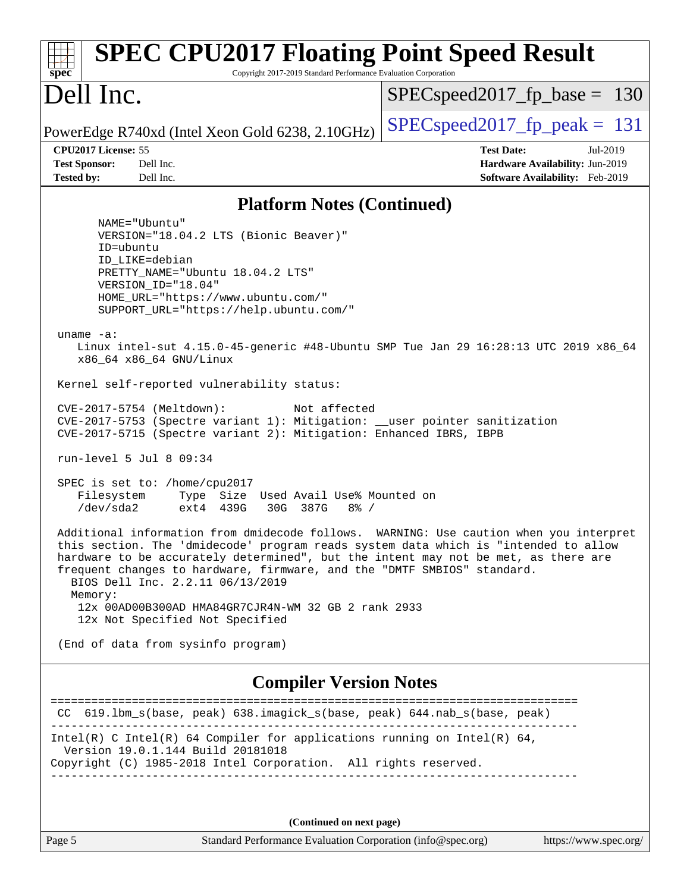## Platform Notes (Continued)

```
      NAME="Ubuntu"
      VERSION="18.04.2 LTS (Bionic Beaver)"
      ID=ubuntu
      ID_LIKE=debian
      PRETTY_NAME="Ubuntu 18.04.2 LTS"
      VERSION_ID="18.04"
      HOME_URL="https://www.ubuntu.com/"
      SUPPORT_URL="https://help.ubuntu.com/"

 uname -a:
    Linux intel-sut 4.15.0-45-generic #48-Ubuntu SMP Tue Jan 29 16:28:13 UTC 2019 x86_64
    x86_64 x86_64 GNU/Linux

 Kernel self-reported vulnerability status:

 CVE-2017-5754 (Meltdown):          Not affected
 CVE-2017-5753 (Spectre variant 1): Mitigation: __user pointer sanitization
 CVE-2017-5715 (Spectre variant 2): Mitigation: Enhanced IBRS, IBPB

 run-level 5 Jul 8 09:34

 SPEC is set to: /home/cpu2017
    Filesystem     Type  Size  Used Avail Use% Mounted on
    /dev/sda2      ext4  439G   30G  387G   8% /

 Additional information from dmidecode follows.  WARNING: Use caution when you interpret
 this section. The 'dmidecode' program reads system data which is "intended to allow
 hardware to be accurately determined", but the intent may not be met, as there are
 frequent changes to hardware, firmware, and the "DMTF SMBIOS" standard.
   BIOS Dell Inc. 2.2.11 06/13/2019
   Memory:
    12x 00AD00B300AD HMA84GR7CJR4N-WM 32 GB 2 rank 2933
    12x Not Specified Not Specified

 (End of data from sysinfo program)
```

## Compiler Version Notes

```
==============================================================================
 CC  619.lbm_s(base, peak) 638.imagick_s(base, peak) 644.nab_s(base, peak)
------------------------------------------------------------------------------
Intel(R) C Intel(R) 64 Compiler for applications running on Intel(R) 64,
  Version 19.0.1.144 Build 20181018
Copyright (C) 1985-2018 Intel Corporation.  All rights reserved.
------------------------------------------------------------------------------
```

**(Continued on next page)**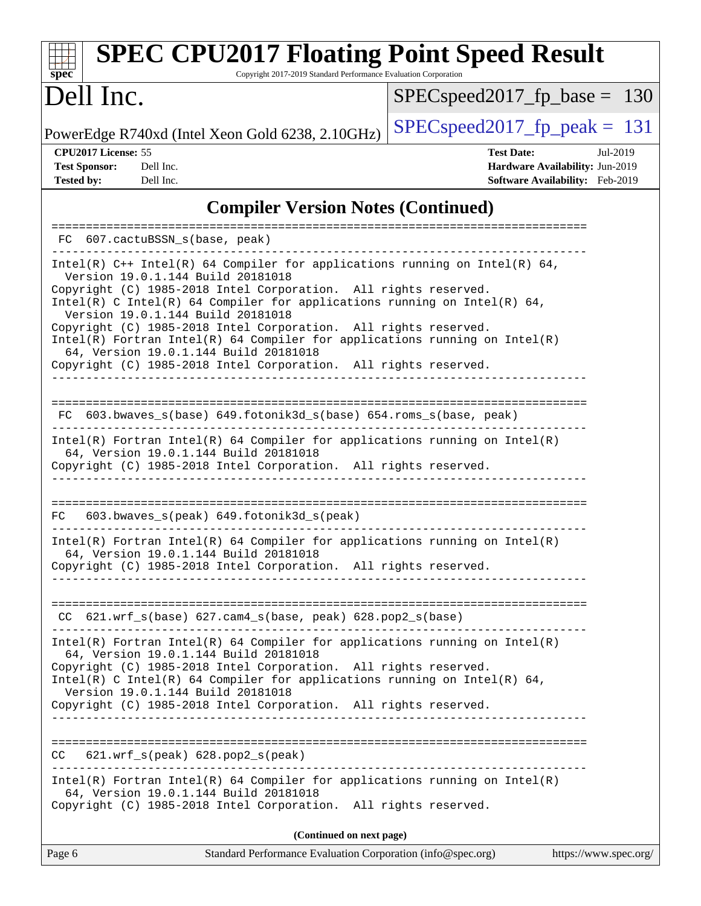## Compiler Version Notes (Continued)

```
==============================================================================
 FC  607.cactuBSSN_s(base, peak)
------------------------------------------------------------------------------
Intel(R) C++ Intel(R) 64 Compiler for applications running on Intel(R) 64,
  Version 19.0.1.144 Build 20181018
Copyright (C) 1985-2018 Intel Corporation.  All rights reserved.
Intel(R) C Intel(R) 64 Compiler for applications running on Intel(R) 64,
  Version 19.0.1.144 Build 20181018
Copyright (C) 1985-2018 Intel Corporation.  All rights reserved.
Intel(R) Fortran Intel(R) 64 Compiler for applications running on Intel(R)
  64, Version 19.0.1.144 Build 20181018
Copyright (C) 1985-2018 Intel Corporation.  All rights reserved.
------------------------------------------------------------------------------

==============================================================================
 FC  603.bwaves_s(base) 649.fotonik3d_s(base) 654.roms_s(base, peak)
------------------------------------------------------------------------------
Intel(R) Fortran Intel(R) 64 Compiler for applications running on Intel(R)
  64, Version 19.0.1.144 Build 20181018
Copyright (C) 1985-2018 Intel Corporation.  All rights reserved.
------------------------------------------------------------------------------

==============================================================================
 FC   603.bwaves_s(peak) 649.fotonik3d_s(peak)
------------------------------------------------------------------------------
Intel(R) Fortran Intel(R) 64 Compiler for applications running on Intel(R)
  64, Version 19.0.1.144 Build 20181018
Copyright (C) 1985-2018 Intel Corporation.  All rights reserved.
------------------------------------------------------------------------------

==============================================================================
 CC  621.wrf_s(base) 627.cam4_s(base, peak) 628.pop2_s(base)
------------------------------------------------------------------------------
Intel(R) Fortran Intel(R) 64 Compiler for applications running on Intel(R)
  64, Version 19.0.1.144 Build 20181018
Copyright (C) 1985-2018 Intel Corporation.  All rights reserved.
Intel(R) C Intel(R) 64 Compiler for applications running on Intel(R) 64,
  Version 19.0.1.144 Build 20181018
Copyright (C) 1985-2018 Intel Corporation.  All rights reserved.
------------------------------------------------------------------------------

==============================================================================
 CC   621.wrf_s(peak) 628.pop2_s(peak)
------------------------------------------------------------------------------
Intel(R) Fortran Intel(R) 64 Compiler for applications running on Intel(R)
  64, Version 19.0.1.144 Build 20181018
Copyright (C) 1985-2018 Intel Corporation.  All rights reserved.
```

**(Continued on next page)**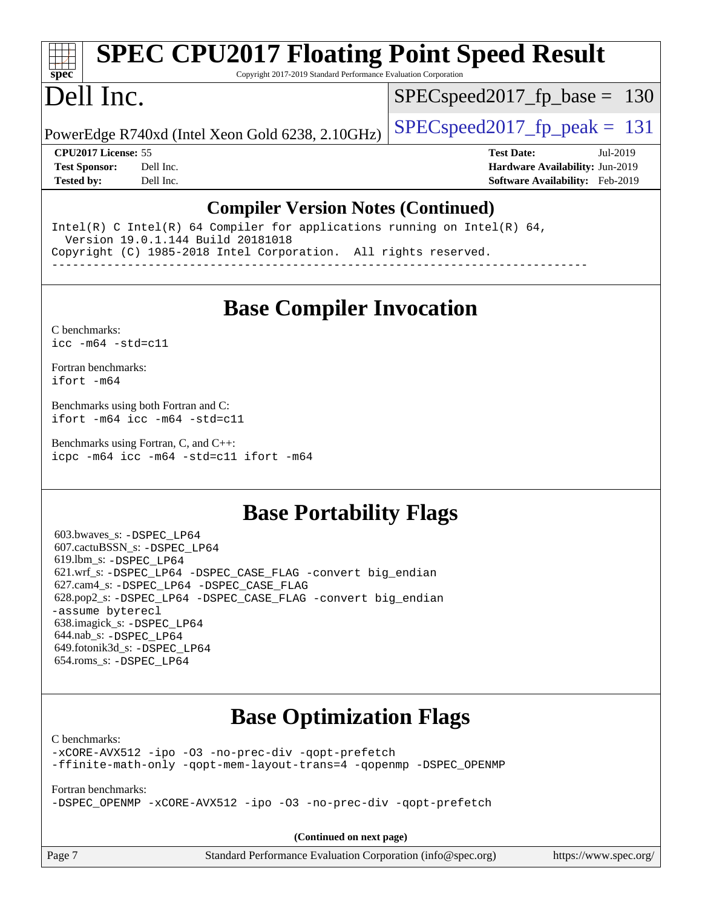# SPEC CPU2017 Floating Point Speed Result

Copyright 2017-2019 Standard Performance Evaluation Corporation

# Dell Inc.

PowerEdge R740xd (Intel Xeon Gold 6238, 2.10GHz)

SPECspeed2017_fp_base = 130

SPECspeed2017_fp_peak = 131

**CPU2017 License:** 55
**Test Sponsor:** Dell Inc.
**Tested by:** Dell Inc.

**Test Date:** Jul-2019
**Hardware Availability:** Jun-2019
**Software Availability:** Feb-2019

## Compiler Version Notes (Continued)

```
Intel(R) C Intel(R) 64 Compiler for applications running on Intel(R) 64,
  Version 19.0.1.144 Build 20181018
Copyright (C) 1985-2018 Intel Corporation.  All rights reserved.
------------------------------------------------------------------------------
```

## Base Compiler Invocation

C benchmarks:
`icc -m64 -std=c11`

Fortran benchmarks:
`ifort -m64`

Benchmarks using both Fortran and C:
`ifort -m64 icc -m64 -std=c11`

Benchmarks using Fortran, C, and C++:
`icpc -m64 icc -m64 -std=c11 ifort -m64`

## Base Portability Flags

603.bwaves_s: -DSPEC_LP64
607.cactuBSSN_s: -DSPEC_LP64
619.lbm_s: -DSPEC_LP64
621.wrf_s: -DSPEC_LP64 -DSPEC_CASE_FLAG -convert big_endian
627.cam4_s: -DSPEC_LP64 -DSPEC_CASE_FLAG
628.pop2_s: -DSPEC_LP64 -DSPEC_CASE_FLAG -convert big_endian -assume byterecl
638.imagick_s: -DSPEC_LP64
644.nab_s: -DSPEC_LP64
649.fotonik3d_s: -DSPEC_LP64
654.roms_s: -DSPEC_LP64

## Base Optimization Flags

C benchmarks:
`-xCORE-AVX512 -ipo -O3 -no-prec-div -qopt-prefetch -ffinite-math-only -qopt-mem-layout-trans=4 -qopenmp -DSPEC_OPENMP`

Fortran benchmarks:
`-DSPEC_OPENMP -xCORE-AVX512 -ipo -O3 -no-prec-div -qopt-prefetch`

**(Continued on next page)**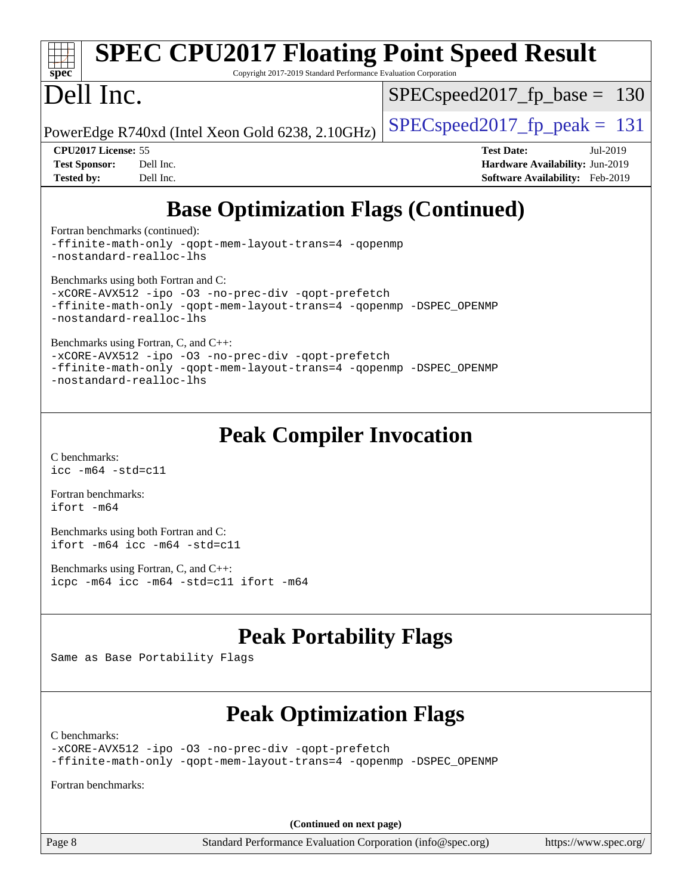## Base Optimization Flags (Continued)

Fortran benchmarks (continued):
```
-ffinite-math-only -qopt-mem-layout-trans=4 -qopenmp
-nostandard-realloc-lhs
```

Benchmarks using both Fortran and C:
```
-xCORE-AVX512 -ipo -O3 -no-prec-div -qopt-prefetch
-ffinite-math-only -qopt-mem-layout-trans=4 -qopenmp -DSPEC_OPENMP
-nostandard-realloc-lhs
```

Benchmarks using Fortran, C, and C++:
```
-xCORE-AVX512 -ipo -O3 -no-prec-div -qopt-prefetch
-ffinite-math-only -qopt-mem-layout-trans=4 -qopenmp -DSPEC_OPENMP
-nostandard-realloc-lhs
```

## Peak Compiler Invocation

C benchmarks:
```
icc -m64 -std=c11
```

Fortran benchmarks:
```
ifort -m64
```

Benchmarks using both Fortran and C:
```
ifort -m64 icc -m64 -std=c11
```

Benchmarks using Fortran, C, and C++:
```
icpc -m64 icc -m64 -std=c11 ifort -m64
```

## Peak Portability Flags

Same as Base Portability Flags

## Peak Optimization Flags

C benchmarks:
```
-xCORE-AVX512 -ipo -O3 -no-prec-div -qopt-prefetch
-ffinite-math-only -qopt-mem-layout-trans=4 -qopenmp -DSPEC_OPENMP
```

Fortran benchmarks:

**(Continued on next page)**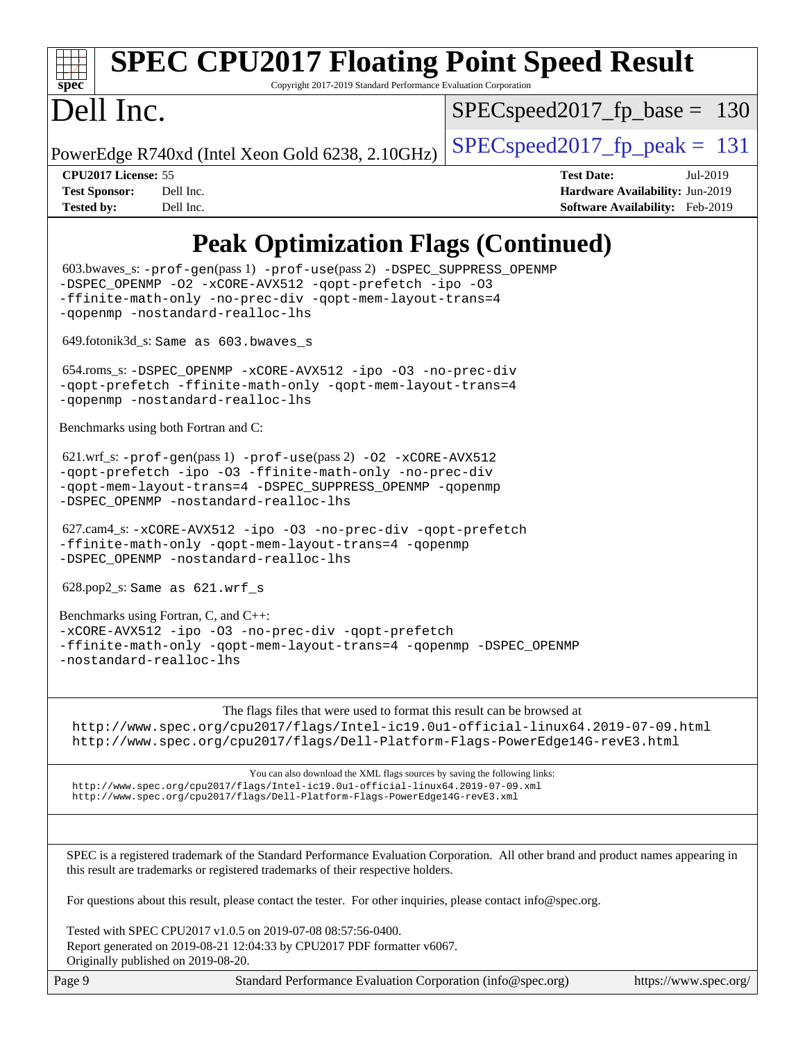# Peak Optimization Flags (Continued)

603.bwaves_s: -prof-gen(pass 1) -prof-use(pass 2) -DSPEC_SUPPRESS_OPENMP -DSPEC_OPENMP -O2 -xCORE-AVX512 -qopt-prefetch -ipo -O3 -ffinite-math-only -no-prec-div -qopt-mem-layout-trans=4 -qopenmp -nostandard-realloc-lhs

649.fotonik3d_s: Same as 603.bwaves_s

654.roms_s: -DSPEC_OPENMP -xCORE-AVX512 -ipo -O3 -no-prec-div -qopt-prefetch -ffinite-math-only -qopt-mem-layout-trans=4 -qopenmp -nostandard-realloc-lhs

Benchmarks using both Fortran and C:

621.wrf_s: -prof-gen(pass 1) -prof-use(pass 2) -O2 -xCORE-AVX512 -qopt-prefetch -ipo -O3 -ffinite-math-only -no-prec-div -qopt-mem-layout-trans=4 -DSPEC_SUPPRESS_OPENMP -qopenmp -DSPEC_OPENMP -nostandard-realloc-lhs

627.cam4_s: -xCORE-AVX512 -ipo -O3 -no-prec-div -qopt-prefetch -ffinite-math-only -qopt-mem-layout-trans=4 -qopenmp -DSPEC_OPENMP -nostandard-realloc-lhs

628.pop2_s: Same as 621.wrf_s

Benchmarks using Fortran, C, and C++:
-xCORE-AVX512 -ipo -O3 -no-prec-div -qopt-prefetch -ffinite-math-only -qopt-mem-layout-trans=4 -qopenmp -DSPEC_OPENMP -nostandard-realloc-lhs

The flags files that were used to format this result can be browsed at
http://www.spec.org/cpu2017/flags/Intel-ic19.0u1-official-linux64.2019-07-09.html
http://www.spec.org/cpu2017/flags/Dell-Platform-Flags-PowerEdge14G-revE3.html

You can also download the XML flags sources by saving the following links:
http://www.spec.org/cpu2017/flags/Intel-ic19.0u1-official-linux64.2019-07-09.xml
http://www.spec.org/cpu2017/flags/Dell-Platform-Flags-PowerEdge14G-revE3.xml

SPEC is a registered trademark of the Standard Performance Evaluation Corporation. All other brand and product names appearing in this result are trademarks or registered trademarks of their respective holders.

For questions about this result, please contact the tester. For other inquiries, please contact info@spec.org.

Tested with SPEC CPU2017 v1.0.5 on 2019-07-08 08:57:56-0400.
Report generated on 2019-08-21 12:04:33 by CPU2017 PDF formatter v6067.
Originally published on 2019-08-20.